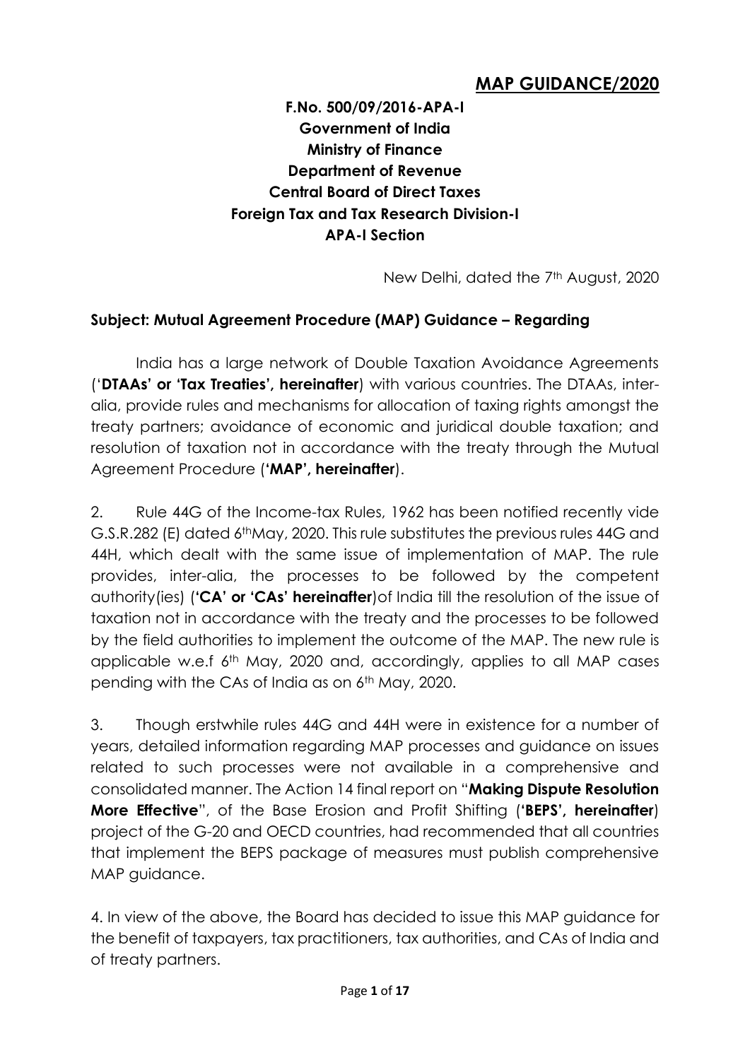# MAP GUIDANCE/2020

**F.No. 500/09/2016-APA-I**
**Government of India**
**Ministry of Finance**
**Department of Revenue**
**Central Board of Direct Taxes**
**Foreign Tax and Tax Research Division-I**
**APA-I Section**

New Delhi, dated the 7th August, 2020

**Subject: Mutual Agreement Procedure (MAP) Guidance – Regarding**

India has a large network of Double Taxation Avoidance Agreements ('**DTAAs' or 'Tax Treaties', hereinafter**) with various countries. The DTAAs, inter-alia, provide rules and mechanisms for allocation of taxing rights amongst the treaty partners; avoidance of economic and juridical double taxation; and resolution of taxation not in accordance with the treaty through the Mutual Agreement Procedure (**'MAP', hereinafter**).

2. Rule 44G of the Income-tax Rules, 1962 has been notified recently vide G.S.R.282 (E) dated 6th May, 2020. This rule substitutes the previous rules 44G and 44H, which dealt with the same issue of implementation of MAP. The rule provides, inter-alia, the processes to be followed by the competent authority(ies) (**'CA' or 'CAs' hereinafter**) of India till the resolution of the issue of taxation not in accordance with the treaty and the processes to be followed by the field authorities to implement the outcome of the MAP. The new rule is applicable w.e.f 6th May, 2020 and, accordingly, applies to all MAP cases pending with the CAs of India as on 6th May, 2020.

3. Though erstwhile rules 44G and 44H were in existence for a number of years, detailed information regarding MAP processes and guidance on issues related to such processes were not available in a comprehensive and consolidated manner. The Action 14 final report on "**Making Dispute Resolution More Effective**", of the Base Erosion and Profit Shifting (**'BEPS', hereinafter**) project of the G-20 and OECD countries, had recommended that all countries that implement the BEPS package of measures must publish comprehensive MAP guidance.

4. In view of the above, the Board has decided to issue this MAP guidance for the benefit of taxpayers, tax practitioners, tax authorities, and CAs of India and of treaty partners.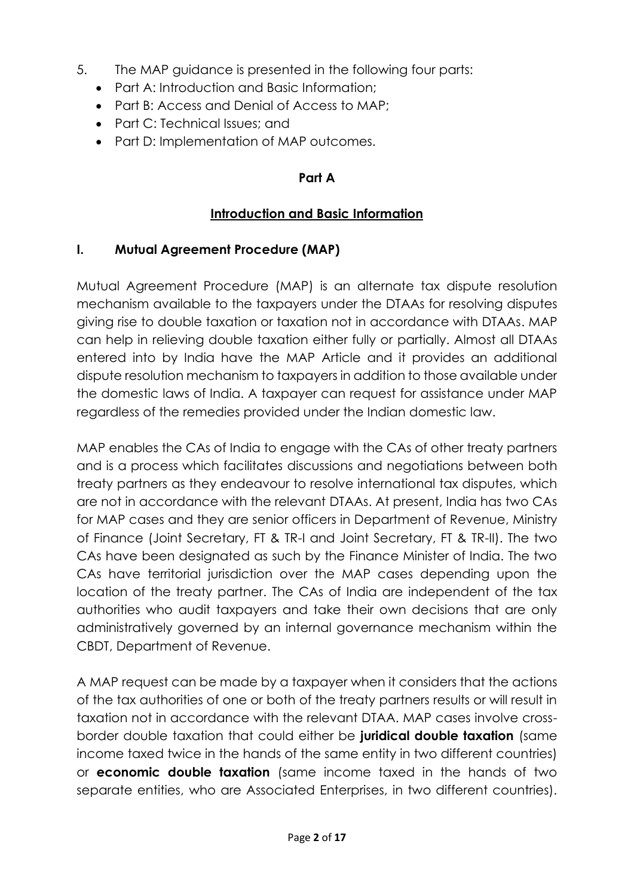5. The MAP guidance is presented in the following four parts:
    - Part A: Introduction and Basic Information;
    - Part B: Access and Denial of Access to MAP;
    - Part C: Technical Issues; and
    - Part D: Implementation of MAP outcomes.

## Part A

## Introduction and Basic Information

### I. Mutual Agreement Procedure (MAP)

Mutual Agreement Procedure (MAP) is an alternate tax dispute resolution mechanism available to the taxpayers under the DTAAs for resolving disputes giving rise to double taxation or taxation not in accordance with DTAAs. MAP can help in relieving double taxation either fully or partially. Almost all DTAAs entered into by India have the MAP Article and it provides an additional dispute resolution mechanism to taxpayers in addition to those available under the domestic laws of India. A taxpayer can request for assistance under MAP regardless of the remedies provided under the Indian domestic law.

MAP enables the CAs of India to engage with the CAs of other treaty partners and is a process which facilitates discussions and negotiations between both treaty partners as they endeavour to resolve international tax disputes, which are not in accordance with the relevant DTAAs. At present, India has two CAs for MAP cases and they are senior officers in Department of Revenue, Ministry of Finance (Joint Secretary, FT & TR-I and Joint Secretary, FT & TR-II). The two CAs have been designated as such by the Finance Minister of India. The two CAs have territorial jurisdiction over the MAP cases depending upon the location of the treaty partner. The CAs of India are independent of the tax authorities who audit taxpayers and take their own decisions that are only administratively governed by an internal governance mechanism within the CBDT, Department of Revenue.

A MAP request can be made by a taxpayer when it considers that the actions of the tax authorities of one or both of the treaty partners results or will result in taxation not in accordance with the relevant DTAA. MAP cases involve cross-border double taxation that could either be **juridical double taxation** (same income taxed twice in the hands of the same entity in two different countries) or **economic double taxation** (same income taxed in the hands of two separate entities, who are Associated Enterprises, in two different countries).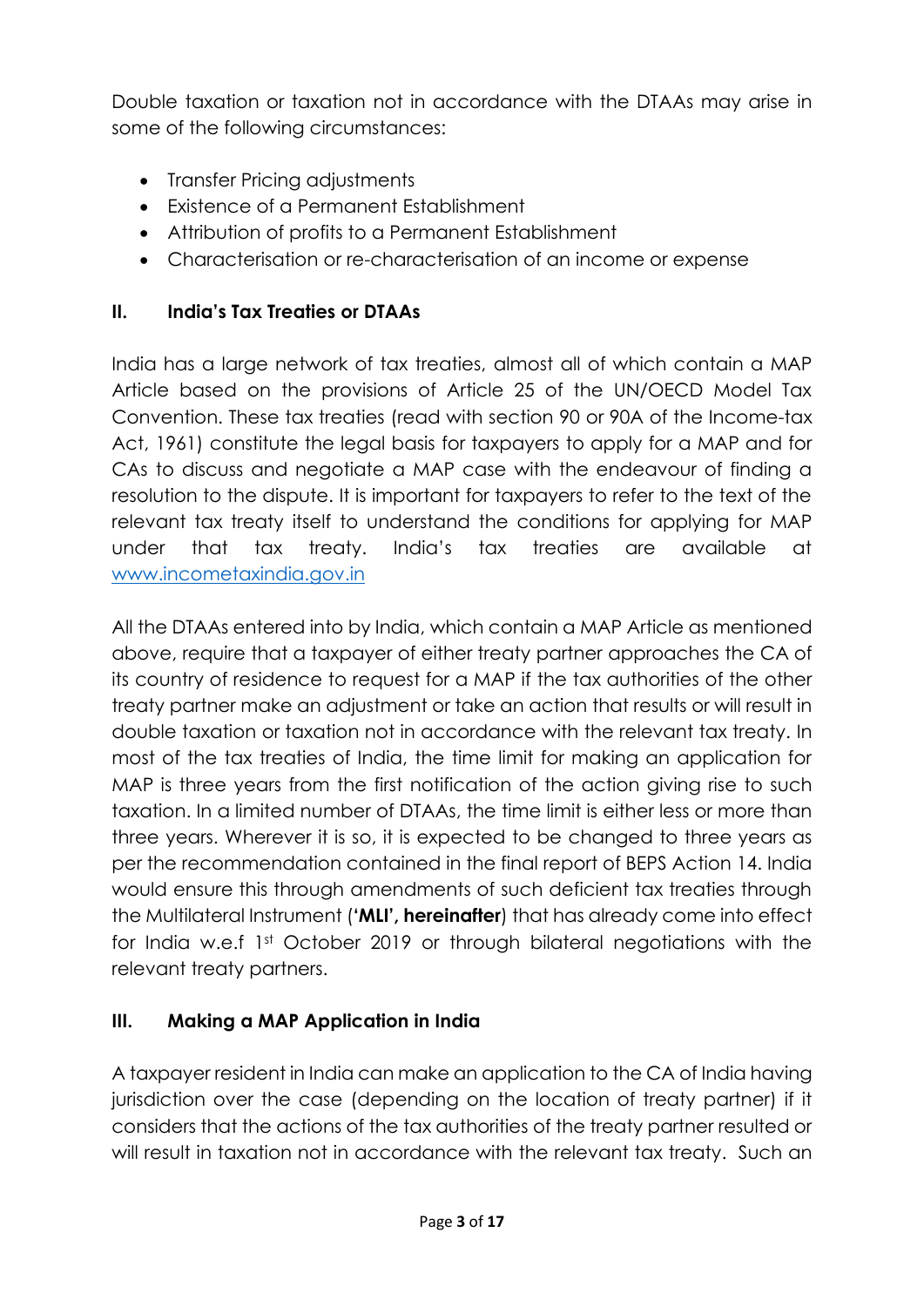Double taxation or taxation not in accordance with the DTAAs may arise in some of the following circumstances:

- Transfer Pricing adjustments
- Existence of a Permanent Establishment
- Attribution of profits to a Permanent Establishment
- Characterisation or re-characterisation of an income or expense

## II. India's Tax Treaties or DTAAs

India has a large network of tax treaties, almost all of which contain a MAP Article based on the provisions of Article 25 of the UN/OECD Model Tax Convention. These tax treaties (read with section 90 or 90A of the Income-tax Act, 1961) constitute the legal basis for taxpayers to apply for a MAP and for CAs to discuss and negotiate a MAP case with the endeavour of finding a resolution to the dispute. It is important for taxpayers to refer to the text of the relevant tax treaty itself to understand the conditions for applying for MAP under that tax treaty. India's tax treaties are available at www.incometaxindia.gov.in

All the DTAAs entered into by India, which contain a MAP Article as mentioned above, require that a taxpayer of either treaty partner approaches the CA of its country of residence to request for a MAP if the tax authorities of the other treaty partner make an adjustment or take an action that results or will result in double taxation or taxation not in accordance with the relevant tax treaty. In most of the tax treaties of India, the time limit for making an application for MAP is three years from the first notification of the action giving rise to such taxation. In a limited number of DTAAs, the time limit is either less or more than three years. Wherever it is so, it is expected to be changed to three years as per the recommendation contained in the final report of BEPS Action 14. India would ensure this through amendments of such deficient tax treaties through the Multilateral Instrument (**'MLI', hereinafter**) that has already come into effect for India w.e.f 1st October 2019 or through bilateral negotiations with the relevant treaty partners.

## III. Making a MAP Application in India

A taxpayer resident in India can make an application to the CA of India having jurisdiction over the case (depending on the location of treaty partner) if it considers that the actions of the tax authorities of the treaty partner resulted or will result in taxation not in accordance with the relevant tax treaty. Such an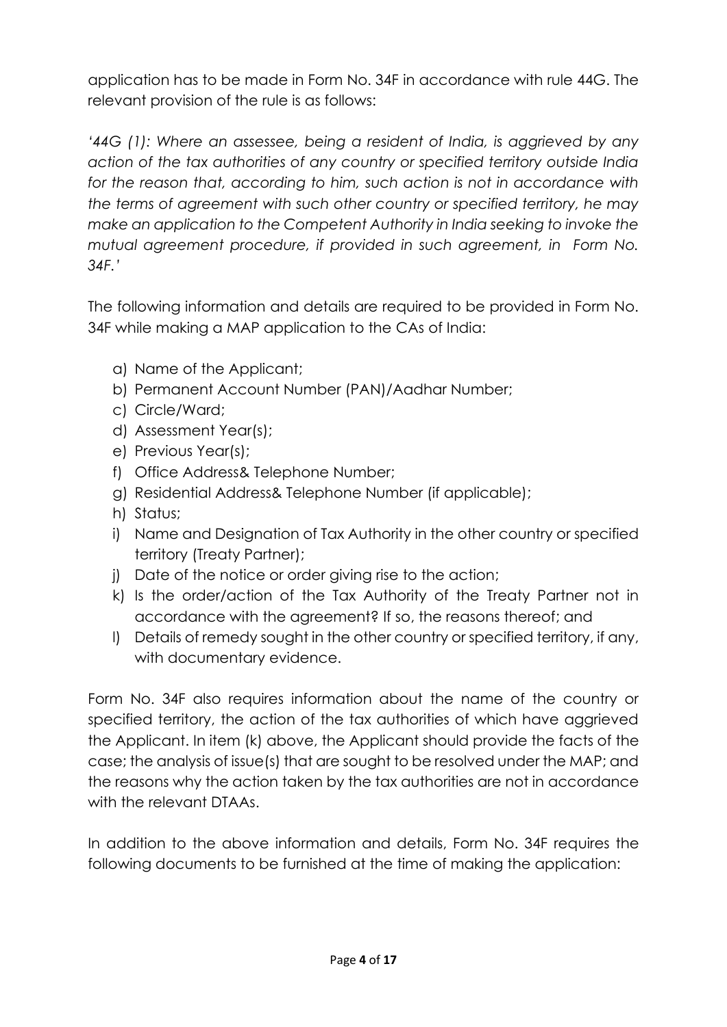application has to be made in Form No. 34F in accordance with rule 44G. The relevant provision of the rule is as follows:

*'44G (1): Where an assessee, being a resident of India, is aggrieved by any action of the tax authorities of any country or specified territory outside India for the reason that, according to him, such action is not in accordance with the terms of agreement with such other country or specified territory, he may make an application to the Competent Authority in India seeking to invoke the mutual agreement procedure, if provided in such agreement, in Form No. 34F.'*

The following information and details are required to be provided in Form No. 34F while making a MAP application to the CAs of India:

a) Name of the Applicant;
b) Permanent Account Number (PAN)/Aadhar Number;
c) Circle/Ward;
d) Assessment Year(s);
e) Previous Year(s);
f) Office Address& Telephone Number;
g) Residential Address& Telephone Number (if applicable);
h) Status;
i) Name and Designation of Tax Authority in the other country or specified territory (Treaty Partner);
j) Date of the notice or order giving rise to the action;
k) Is the order/action of the Tax Authority of the Treaty Partner not in accordance with the agreement? If so, the reasons thereof; and
l) Details of remedy sought in the other country or specified territory, if any, with documentary evidence.

Form No. 34F also requires information about the name of the country or specified territory, the action of the tax authorities of which have aggrieved the Applicant. In item (k) above, the Applicant should provide the facts of the case; the analysis of issue(s) that are sought to be resolved under the MAP; and the reasons why the action taken by the tax authorities are not in accordance with the relevant DTAAs.

In addition to the above information and details, Form No. 34F requires the following documents to be furnished at the time of making the application: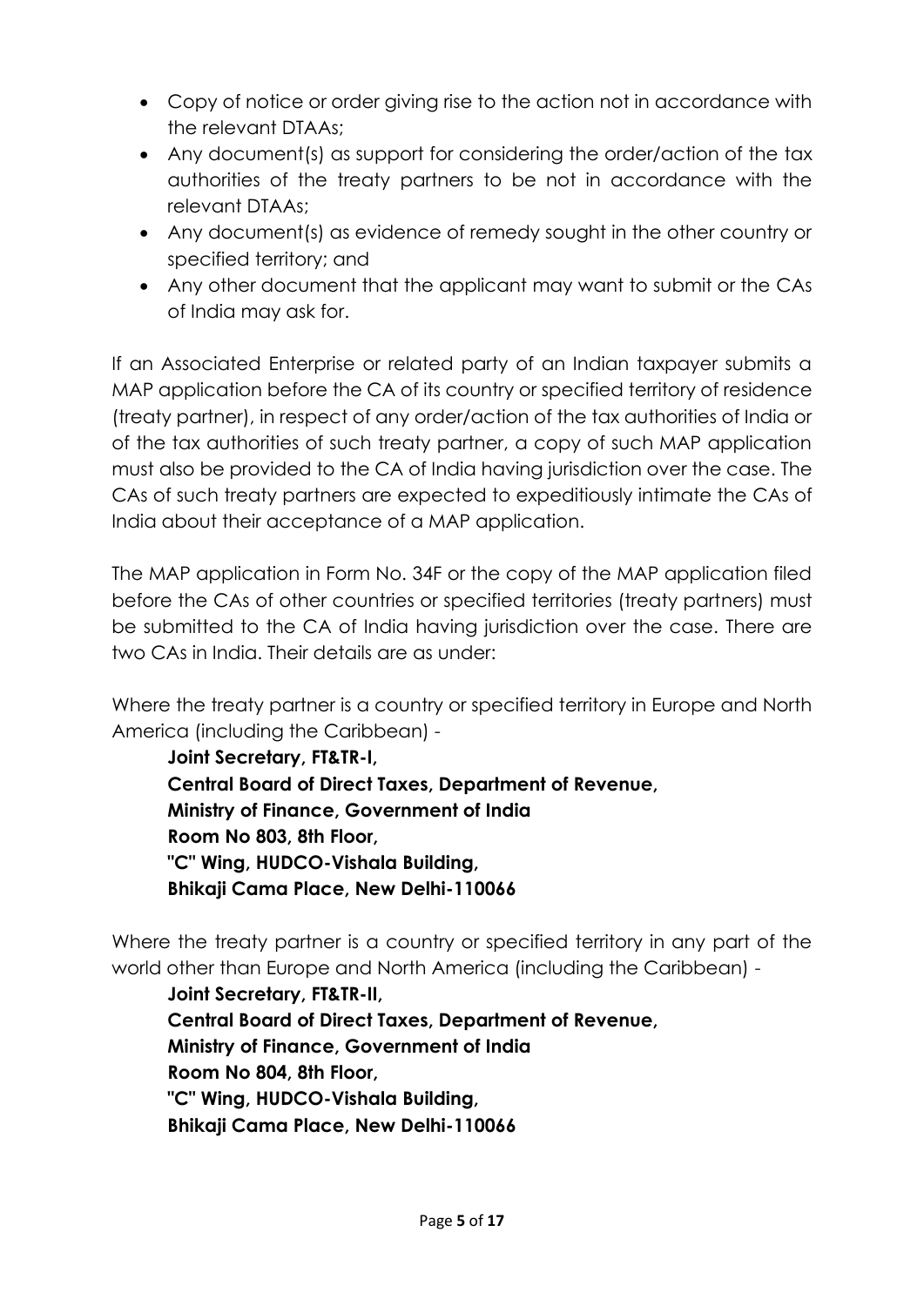- Copy of notice or order giving rise to the action not in accordance with the relevant DTAAs;
- Any document(s) as support for considering the order/action of the tax authorities of the treaty partners to be not in accordance with the relevant DTAAs;
- Any document(s) as evidence of remedy sought in the other country or specified territory; and
- Any other document that the applicant may want to submit or the CAs of India may ask for.

If an Associated Enterprise or related party of an Indian taxpayer submits a MAP application before the CA of its country or specified territory of residence (treaty partner), in respect of any order/action of the tax authorities of India or of the tax authorities of such treaty partner, a copy of such MAP application must also be provided to the CA of India having jurisdiction over the case. The CAs of such treaty partners are expected to expeditiously intimate the CAs of India about their acceptance of a MAP application.

The MAP application in Form No. 34F or the copy of the MAP application filed before the CAs of other countries or specified territories (treaty partners) must be submitted to the CA of India having jurisdiction over the case. There are two CAs in India. Their details are as under:

Where the treaty partner is a country or specified territory in Europe and North America (including the Caribbean) -

**Joint Secretary, FT&TR-I,**
**Central Board of Direct Taxes, Department of Revenue,**
**Ministry of Finance, Government of India**
**Room No 803, 8th Floor,**
**"C" Wing, HUDCO-Vishala Building,**
**Bhikaji Cama Place, New Delhi-110066**

Where the treaty partner is a country or specified territory in any part of the world other than Europe and North America (including the Caribbean) -

**Joint Secretary, FT&TR-II,**
**Central Board of Direct Taxes, Department of Revenue,**
**Ministry of Finance, Government of India**
**Room No 804, 8th Floor,**
**"C" Wing, HUDCO-Vishala Building,**
**Bhikaji Cama Place, New Delhi-110066**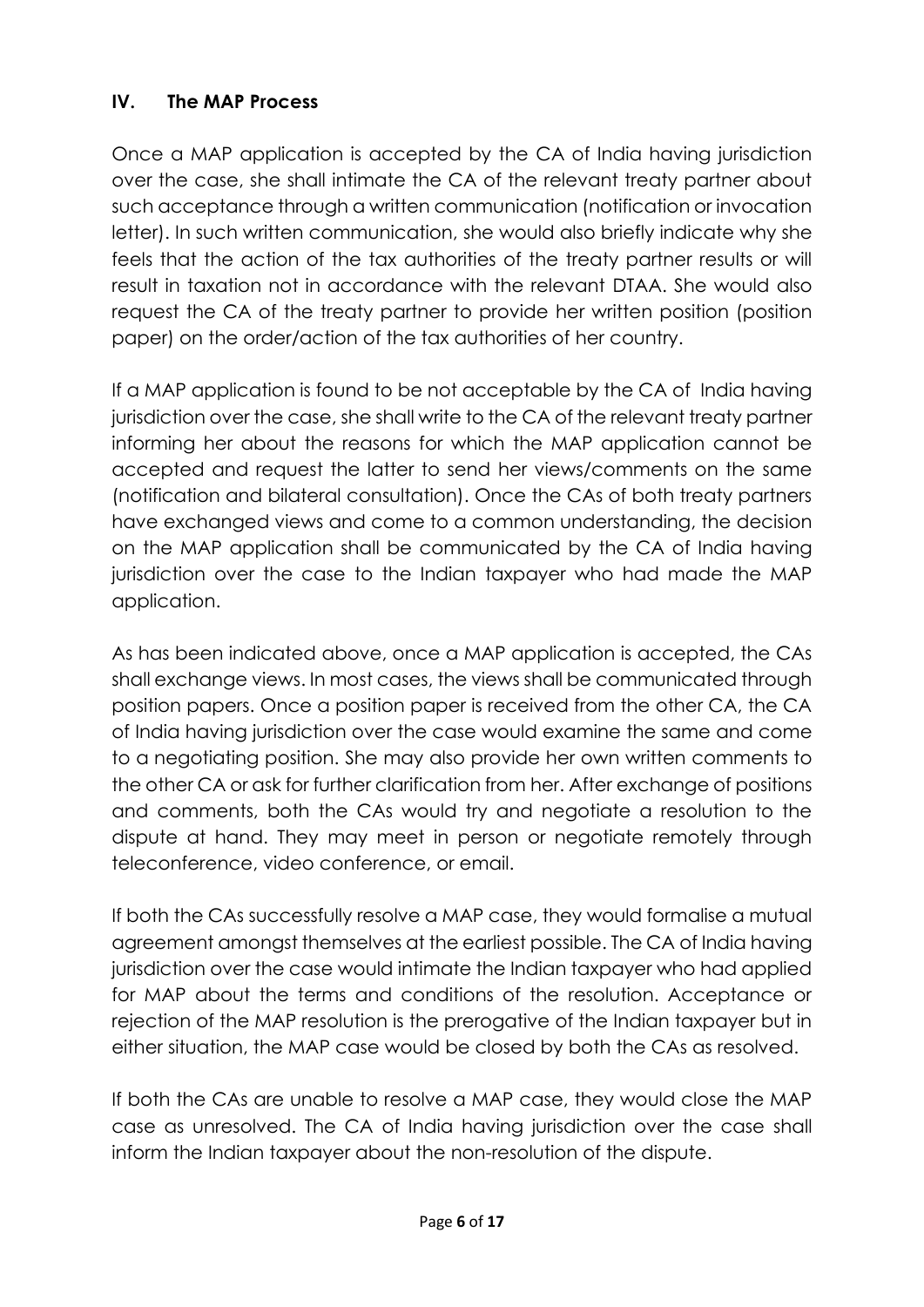## IV. The MAP Process

Once a MAP application is accepted by the CA of India having jurisdiction over the case, she shall intimate the CA of the relevant treaty partner about such acceptance through a written communication (notification or invocation letter). In such written communication, she would also briefly indicate why she feels that the action of the tax authorities of the treaty partner results or will result in taxation not in accordance with the relevant DTAA. She would also request the CA of the treaty partner to provide her written position (position paper) on the order/action of the tax authorities of her country.

If a MAP application is found to be not acceptable by the CA of India having jurisdiction over the case, she shall write to the CA of the relevant treaty partner informing her about the reasons for which the MAP application cannot be accepted and request the latter to send her views/comments on the same (notification and bilateral consultation). Once the CAs of both treaty partners have exchanged views and come to a common understanding, the decision on the MAP application shall be communicated by the CA of India having jurisdiction over the case to the Indian taxpayer who had made the MAP application.

As has been indicated above, once a MAP application is accepted, the CAs shall exchange views. In most cases, the views shall be communicated through position papers. Once a position paper is received from the other CA, the CA of India having jurisdiction over the case would examine the same and come to a negotiating position. She may also provide her own written comments to the other CA or ask for further clarification from her. After exchange of positions and comments, both the CAs would try and negotiate a resolution to the dispute at hand. They may meet in person or negotiate remotely through teleconference, video conference, or email.

If both the CAs successfully resolve a MAP case, they would formalise a mutual agreement amongst themselves at the earliest possible. The CA of India having jurisdiction over the case would intimate the Indian taxpayer who had applied for MAP about the terms and conditions of the resolution. Acceptance or rejection of the MAP resolution is the prerogative of the Indian taxpayer but in either situation, the MAP case would be closed by both the CAs as resolved.

If both the CAs are unable to resolve a MAP case, they would close the MAP case as unresolved. The CA of India having jurisdiction over the case shall inform the Indian taxpayer about the non-resolution of the dispute.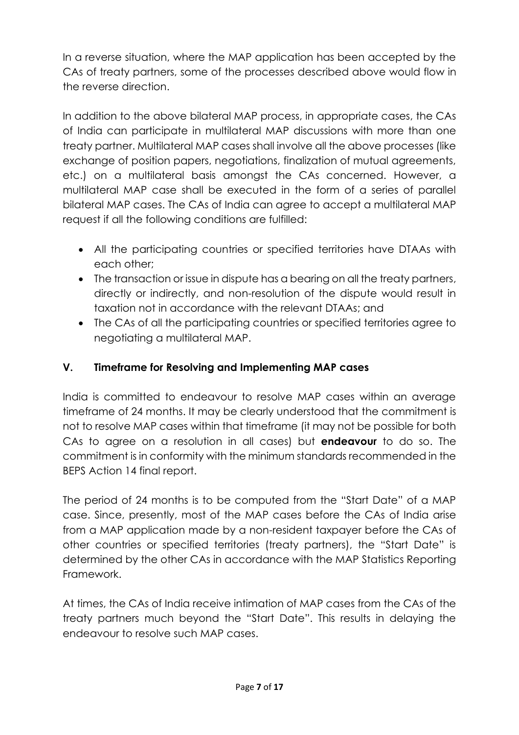In a reverse situation, where the MAP application has been accepted by the CAs of treaty partners, some of the processes described above would flow in the reverse direction.

In addition to the above bilateral MAP process, in appropriate cases, the CAs of India can participate in multilateral MAP discussions with more than one treaty partner. Multilateral MAP cases shall involve all the above processes (like exchange of position papers, negotiations, finalization of mutual agreements, etc.) on a multilateral basis amongst the CAs concerned. However, a multilateral MAP case shall be executed in the form of a series of parallel bilateral MAP cases. The CAs of India can agree to accept a multilateral MAP request if all the following conditions are fulfilled:

- All the participating countries or specified territories have DTAAs with each other;
- The transaction or issue in dispute has a bearing on all the treaty partners, directly or indirectly, and non-resolution of the dispute would result in taxation not in accordance with the relevant DTAAs; and
- The CAs of all the participating countries or specified territories agree to negotiating a multilateral MAP.

## V. Timeframe for Resolving and Implementing MAP cases

India is committed to endeavour to resolve MAP cases within an average timeframe of 24 months. It may be clearly understood that the commitment is not to resolve MAP cases within that timeframe (it may not be possible for both CAs to agree on a resolution in all cases) but **endeavour** to do so. The commitment is in conformity with the minimum standards recommended in the BEPS Action 14 final report.

The period of 24 months is to be computed from the "Start Date" of a MAP case. Since, presently, most of the MAP cases before the CAs of India arise from a MAP application made by a non-resident taxpayer before the CAs of other countries or specified territories (treaty partners), the "Start Date" is determined by the other CAs in accordance with the MAP Statistics Reporting Framework.

At times, the CAs of India receive intimation of MAP cases from the CAs of the treaty partners much beyond the "Start Date". This results in delaying the endeavour to resolve such MAP cases.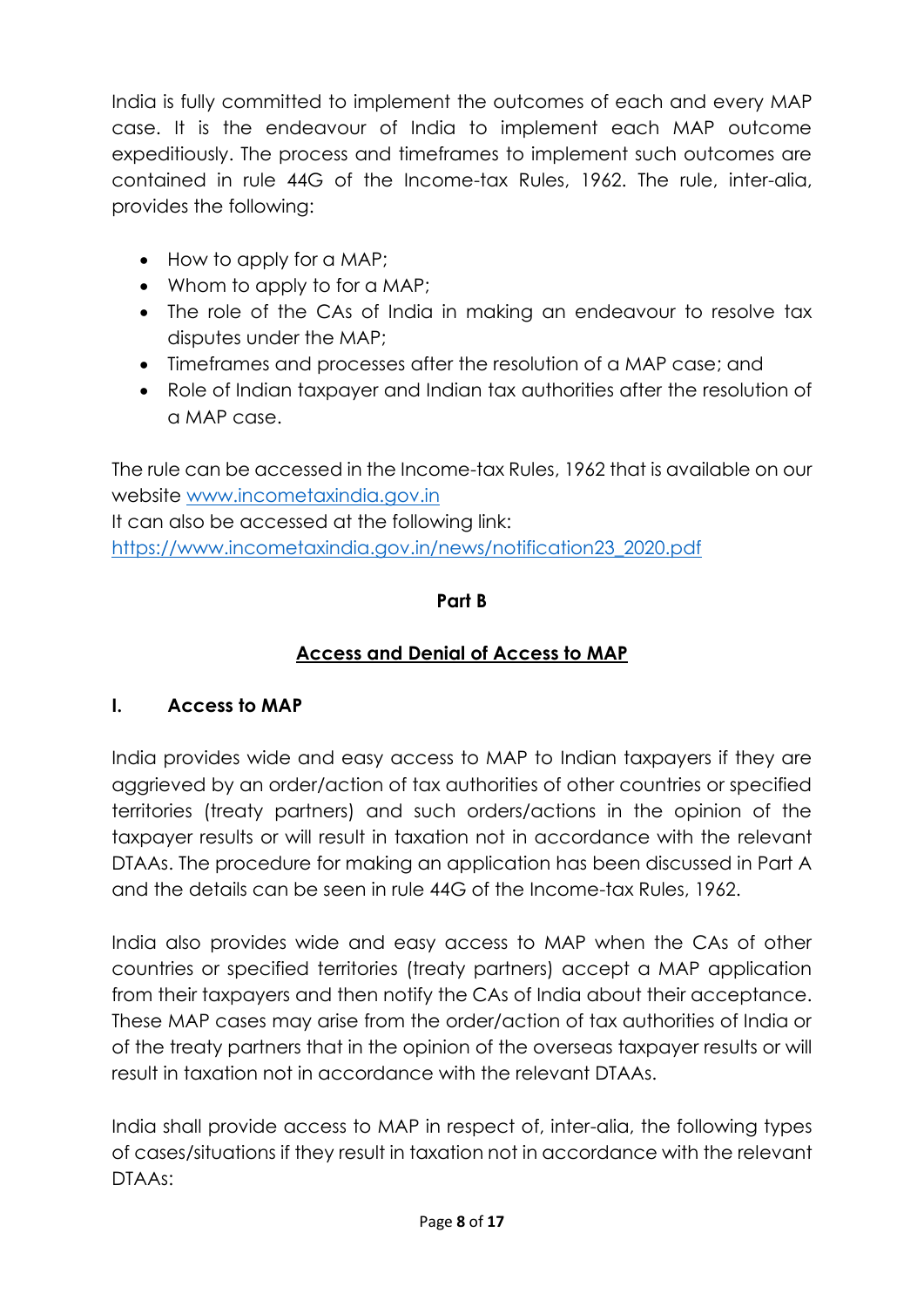India is fully committed to implement the outcomes of each and every MAP case. It is the endeavour of India to implement each MAP outcome expeditiously. The process and timeframes to implement such outcomes are contained in rule 44G of the Income-tax Rules, 1962. The rule, inter-alia, provides the following:

- How to apply for a MAP;
- Whom to apply to for a MAP;
- The role of the CAs of India in making an endeavour to resolve tax disputes under the MAP;
- Timeframes and processes after the resolution of a MAP case; and
- Role of Indian taxpayer and Indian tax authorities after the resolution of a MAP case.

The rule can be accessed in the Income-tax Rules, 1962 that is available on our website www.incometaxindia.gov.in

It can also be accessed at the following link:
https://www.incometaxindia.gov.in/news/notification23_2020.pdf

**Part B**

**Access and Denial of Access to MAP**

## I. Access to MAP

India provides wide and easy access to MAP to Indian taxpayers if they are aggrieved by an order/action of tax authorities of other countries or specified territories (treaty partners) and such orders/actions in the opinion of the taxpayer results or will result in taxation not in accordance with the relevant DTAAs. The procedure for making an application has been discussed in Part A and the details can be seen in rule 44G of the Income-tax Rules, 1962.

India also provides wide and easy access to MAP when the CAs of other countries or specified territories (treaty partners) accept a MAP application from their taxpayers and then notify the CAs of India about their acceptance. These MAP cases may arise from the order/action of tax authorities of India or of the treaty partners that in the opinion of the overseas taxpayer results or will result in taxation not in accordance with the relevant DTAAs.

India shall provide access to MAP in respect of, inter-alia, the following types of cases/situations if they result in taxation not in accordance with the relevant DTAAs: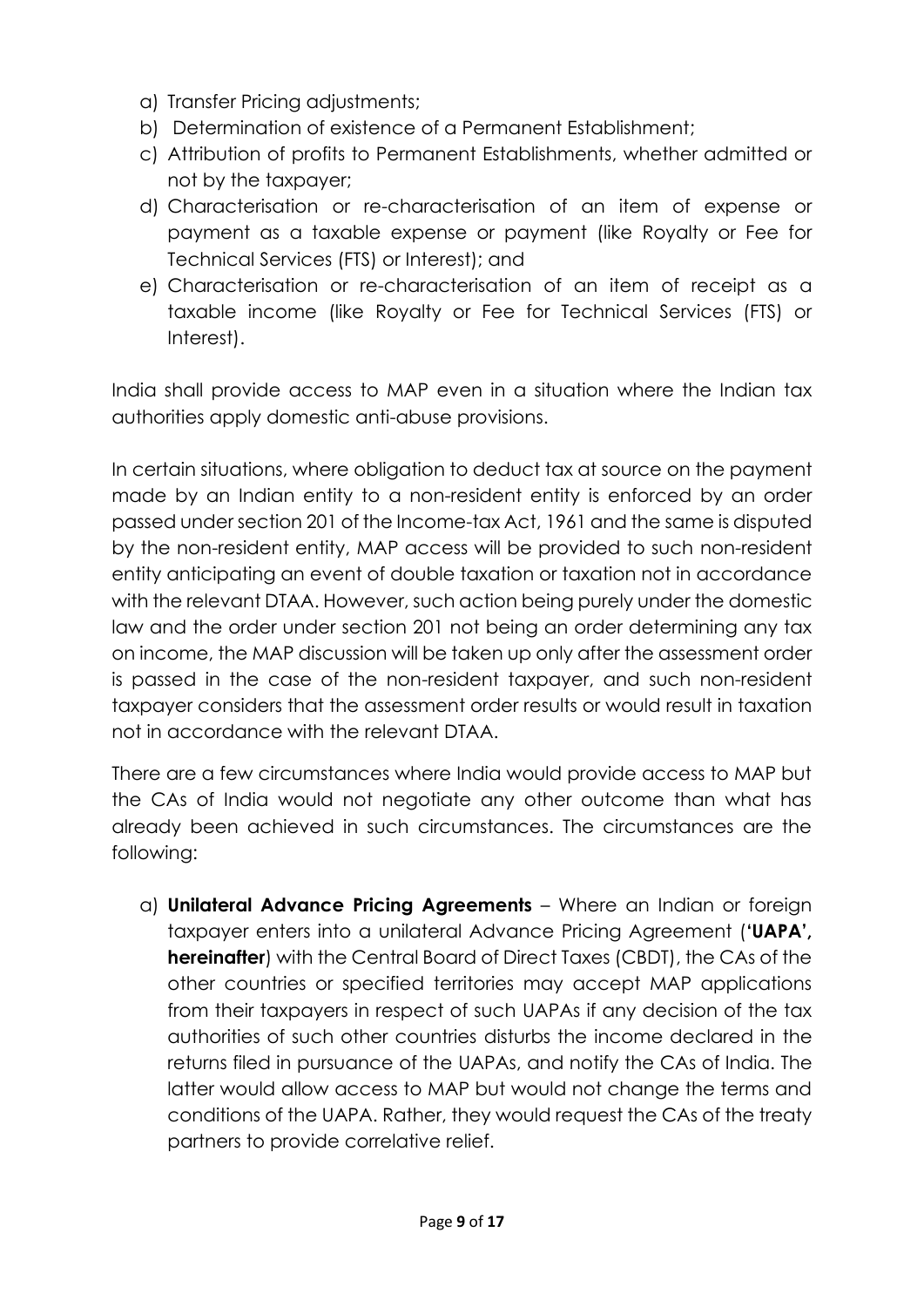a) Transfer Pricing adjustments;
b) Determination of existence of a Permanent Establishment;
c) Attribution of profits to Permanent Establishments, whether admitted or not by the taxpayer;
d) Characterisation or re-characterisation of an item of expense or payment as a taxable expense or payment (like Royalty or Fee for Technical Services (FTS) or Interest); and
e) Characterisation or re-characterisation of an item of receipt as a taxable income (like Royalty or Fee for Technical Services (FTS) or Interest).

India shall provide access to MAP even in a situation where the Indian tax authorities apply domestic anti-abuse provisions.

In certain situations, where obligation to deduct tax at source on the payment made by an Indian entity to a non-resident entity is enforced by an order passed under section 201 of the Income-tax Act, 1961 and the same is disputed by the non-resident entity, MAP access will be provided to such non-resident entity anticipating an event of double taxation or taxation not in accordance with the relevant DTAA. However, such action being purely under the domestic law and the order under section 201 not being an order determining any tax on income, the MAP discussion will be taken up only after the assessment order is passed in the case of the non-resident taxpayer, and such non-resident taxpayer considers that the assessment order results or would result in taxation not in accordance with the relevant DTAA.

There are a few circumstances where India would provide access to MAP but the CAs of India would not negotiate any other outcome than what has already been achieved in such circumstances. The circumstances are the following:

a) **Unilateral Advance Pricing Agreements** – Where an Indian or foreign taxpayer enters into a unilateral Advance Pricing Agreement (**'UAPA', hereinafter**) with the Central Board of Direct Taxes (CBDT), the CAs of the other countries or specified territories may accept MAP applications from their taxpayers in respect of such UAPAs if any decision of the tax authorities of such other countries disturbs the income declared in the returns filed in pursuance of the UAPAs, and notify the CAs of India. The latter would allow access to MAP but would not change the terms and conditions of the UAPA. Rather, they would request the CAs of the treaty partners to provide correlative relief.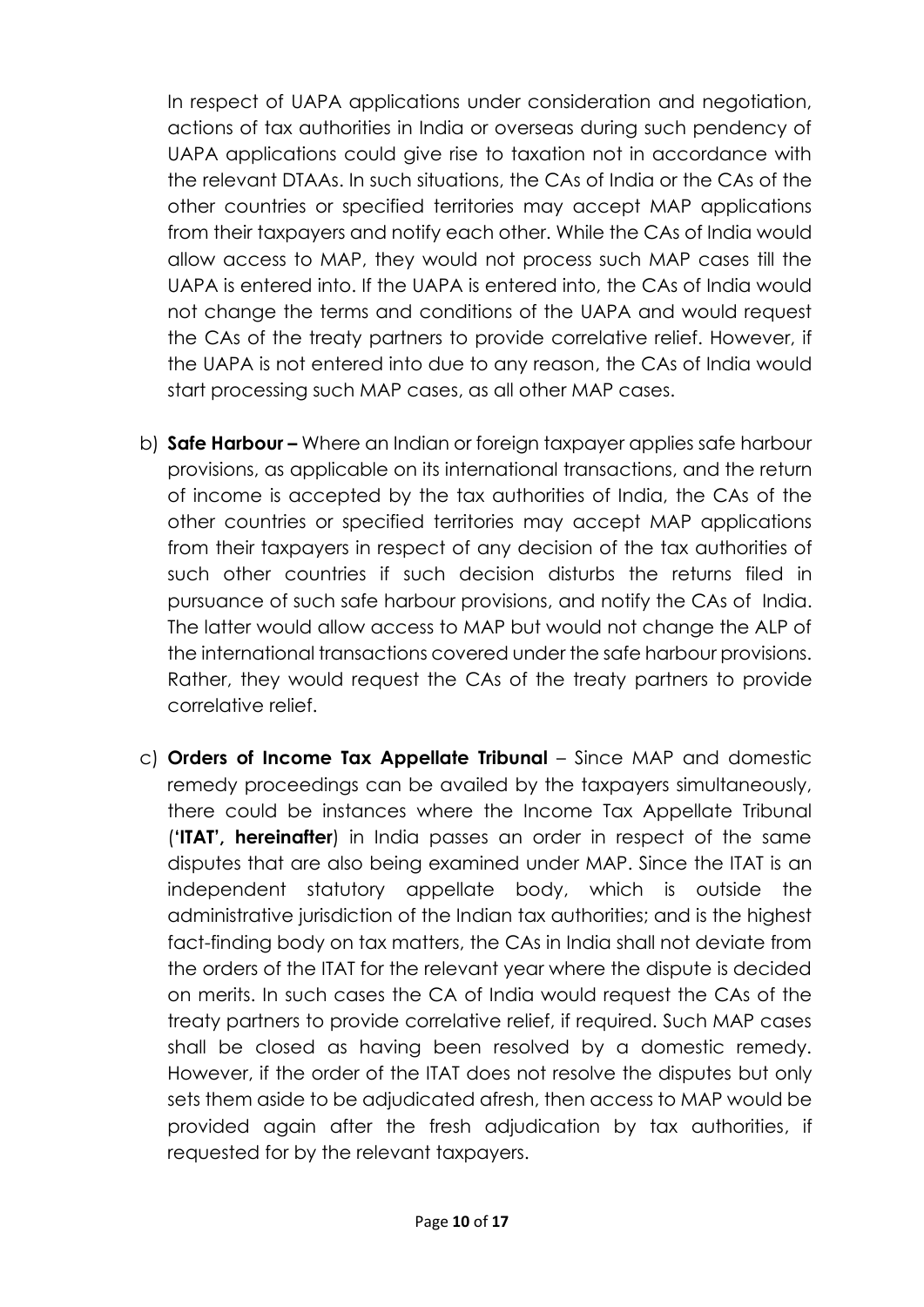In respect of UAPA applications under consideration and negotiation, actions of tax authorities in India or overseas during such pendency of UAPA applications could give rise to taxation not in accordance with the relevant DTAAs. In such situations, the CAs of India or the CAs of the other countries or specified territories may accept MAP applications from their taxpayers and notify each other. While the CAs of India would allow access to MAP, they would not process such MAP cases till the UAPA is entered into. If the UAPA is entered into, the CAs of India would not change the terms and conditions of the UAPA and would request the CAs of the treaty partners to provide correlative relief. However, if the UAPA is not entered into due to any reason, the CAs of India would start processing such MAP cases, as all other MAP cases.

b) **Safe Harbour –** Where an Indian or foreign taxpayer applies safe harbour provisions, as applicable on its international transactions, and the return of income is accepted by the tax authorities of India, the CAs of the other countries or specified territories may accept MAP applications from their taxpayers in respect of any decision of the tax authorities of such other countries if such decision disturbs the returns filed in pursuance of such safe harbour provisions, and notify the CAs of India. The latter would allow access to MAP but would not change the ALP of the international transactions covered under the safe harbour provisions. Rather, they would request the CAs of the treaty partners to provide correlative relief.

c) **Orders of Income Tax Appellate Tribunal** – Since MAP and domestic remedy proceedings can be availed by the taxpayers simultaneously, there could be instances where the Income Tax Appellate Tribunal (**'ITAT', hereinafter**) in India passes an order in respect of the same disputes that are also being examined under MAP. Since the ITAT is an independent statutory appellate body, which is outside the administrative jurisdiction of the Indian tax authorities; and is the highest fact-finding body on tax matters, the CAs in India shall not deviate from the orders of the ITAT for the relevant year where the dispute is decided on merits. In such cases the CA of India would request the CAs of the treaty partners to provide correlative relief, if required. Such MAP cases shall be closed as having been resolved by a domestic remedy. However, if the order of the ITAT does not resolve the disputes but only sets them aside to be adjudicated afresh, then access to MAP would be provided again after the fresh adjudication by tax authorities, if requested for by the relevant taxpayers.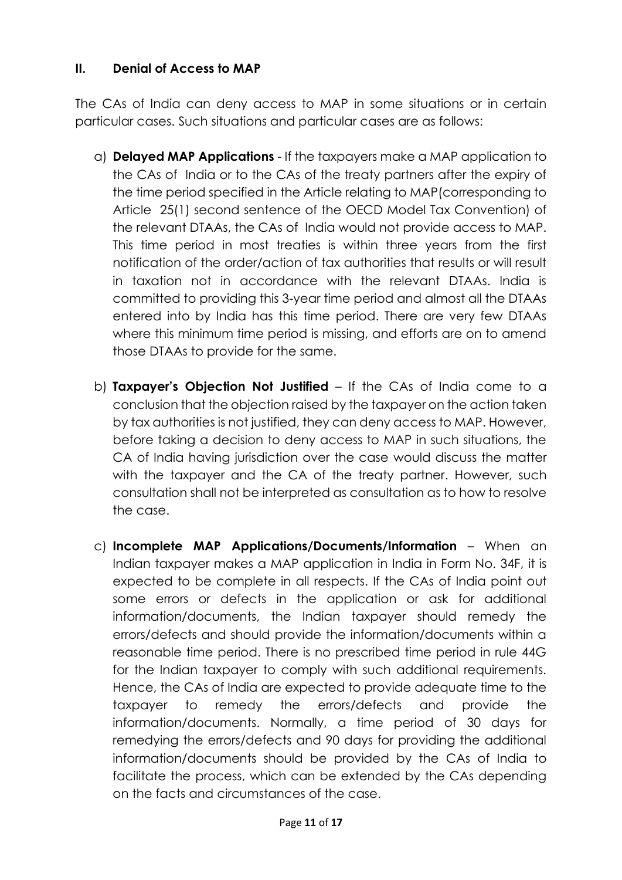## II. Denial of Access to MAP

The CAs of India can deny access to MAP in some situations or in certain particular cases. Such situations and particular cases are as follows:

a) **Delayed MAP Applications** - If the taxpayers make a MAP application to the CAs of India or to the CAs of the treaty partners after the expiry of the time period specified in the Article relating to MAP(corresponding to Article 25(1) second sentence of the OECD Model Tax Convention) of the relevant DTAAs, the CAs of India would not provide access to MAP. This time period in most treaties is within three years from the first notification of the order/action of tax authorities that results or will result in taxation not in accordance with the relevant DTAAs. India is committed to providing this 3-year time period and almost all the DTAAs entered into by India has this time period. There are very few DTAAs where this minimum time period is missing, and efforts are on to amend those DTAAs to provide for the same.

b) **Taxpayer's Objection Not Justified** – If the CAs of India come to a conclusion that the objection raised by the taxpayer on the action taken by tax authorities is not justified, they can deny access to MAP. However, before taking a decision to deny access to MAP in such situations, the CA of India having jurisdiction over the case would discuss the matter with the taxpayer and the CA of the treaty partner. However, such consultation shall not be interpreted as consultation as to how to resolve the case.

c) **Incomplete MAP Applications/Documents/Information** – When an Indian taxpayer makes a MAP application in India in Form No. 34F, it is expected to be complete in all respects. If the CAs of India point out some errors or defects in the application or ask for additional information/documents, the Indian taxpayer should remedy the errors/defects and should provide the information/documents within a reasonable time period. There is no prescribed time period in rule 44G for the Indian taxpayer to comply with such additional requirements. Hence, the CAs of India are expected to provide adequate time to the taxpayer to remedy the errors/defects and provide the information/documents. Normally, a time period of 30 days for remedying the errors/defects and 90 days for providing the additional information/documents should be provided by the CAs of India to facilitate the process, which can be extended by the CAs depending on the facts and circumstances of the case.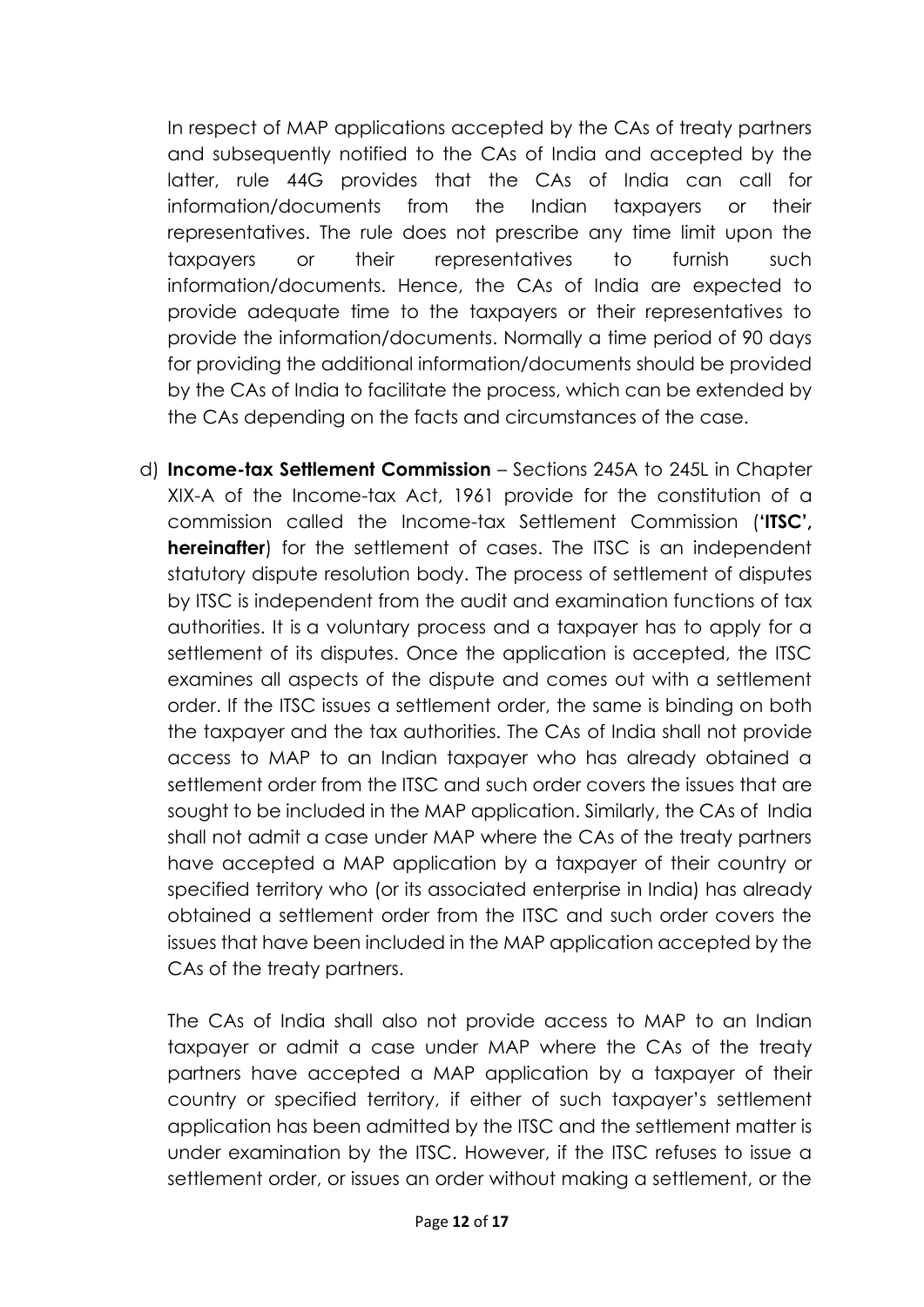In respect of MAP applications accepted by the CAs of treaty partners and subsequently notified to the CAs of India and accepted by the latter, rule 44G provides that the CAs of India can call for information/documents from the Indian taxpayers or their representatives. The rule does not prescribe any time limit upon the taxpayers or their representatives to furnish such information/documents. Hence, the CAs of India are expected to provide adequate time to the taxpayers or their representatives to provide the information/documents. Normally a time period of 90 days for providing the additional information/documents should be provided by the CAs of India to facilitate the process, which can be extended by the CAs depending on the facts and circumstances of the case.

d) **Income-tax Settlement Commission** – Sections 245A to 245L in Chapter XIX-A of the Income-tax Act, 1961 provide for the constitution of a commission called the Income-tax Settlement Commission (**'ITSC', hereinafter**) for the settlement of cases. The ITSC is an independent statutory dispute resolution body. The process of settlement of disputes by ITSC is independent from the audit and examination functions of tax authorities. It is a voluntary process and a taxpayer has to apply for a settlement of its disputes. Once the application is accepted, the ITSC examines all aspects of the dispute and comes out with a settlement order. If the ITSC issues a settlement order, the same is binding on both the taxpayer and the tax authorities. The CAs of India shall not provide access to MAP to an Indian taxpayer who has already obtained a settlement order from the ITSC and such order covers the issues that are sought to be included in the MAP application. Similarly, the CAs of India shall not admit a case under MAP where the CAs of the treaty partners have accepted a MAP application by a taxpayer of their country or specified territory who (or its associated enterprise in India) has already obtained a settlement order from the ITSC and such order covers the issues that have been included in the MAP application accepted by the CAs of the treaty partners.

The CAs of India shall also not provide access to MAP to an Indian taxpayer or admit a case under MAP where the CAs of the treaty partners have accepted a MAP application by a taxpayer of their country or specified territory, if either of such taxpayer's settlement application has been admitted by the ITSC and the settlement matter is under examination by the ITSC. However, if the ITSC refuses to issue a settlement order, or issues an order without making a settlement, or the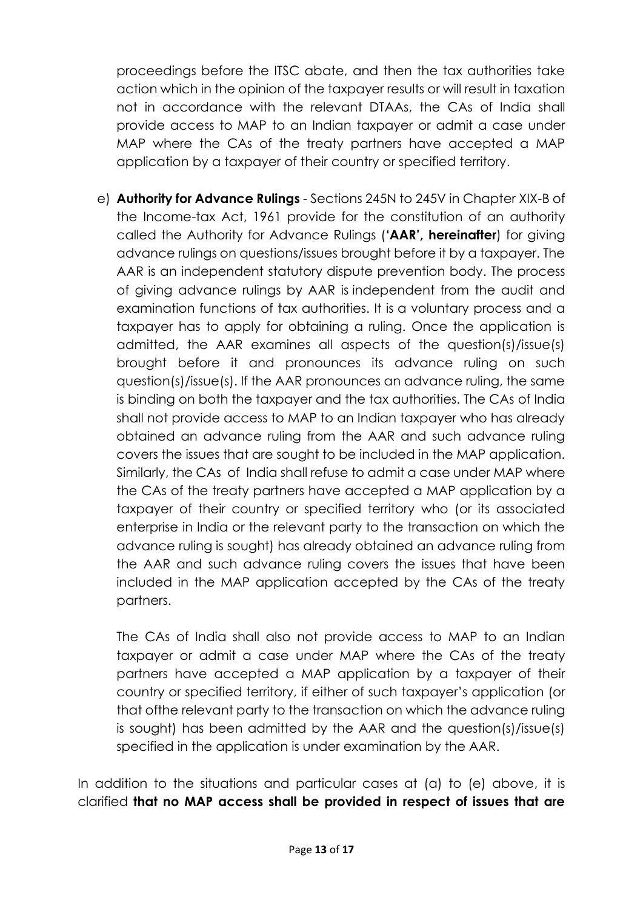proceedings before the ITSC abate, and then the tax authorities take action which in the opinion of the taxpayer results or will result in taxation not in accordance with the relevant DTAAs, the CAs of India shall provide access to MAP to an Indian taxpayer or admit a case under MAP where the CAs of the treaty partners have accepted a MAP application by a taxpayer of their country or specified territory.

e) **Authority for Advance Rulings** - Sections 245N to 245V in Chapter XIX-B of the Income-tax Act, 1961 provide for the constitution of an authority called the Authority for Advance Rulings (**'AAR', hereinafter**) for giving advance rulings on questions/issues brought before it by a taxpayer. The AAR is an independent statutory dispute prevention body. The process of giving advance rulings by AAR is independent from the audit and examination functions of tax authorities. It is a voluntary process and a taxpayer has to apply for obtaining a ruling. Once the application is admitted, the AAR examines all aspects of the question(s)/issue(s) brought before it and pronounces its advance ruling on such question(s)/issue(s). If the AAR pronounces an advance ruling, the same is binding on both the taxpayer and the tax authorities. The CAs of India shall not provide access to MAP to an Indian taxpayer who has already obtained an advance ruling from the AAR and such advance ruling covers the issues that are sought to be included in the MAP application. Similarly, the CAs of India shall refuse to admit a case under MAP where the CAs of the treaty partners have accepted a MAP application by a taxpayer of their country or specified territory who (or its associated enterprise in India or the relevant party to the transaction on which the advance ruling is sought) has already obtained an advance ruling from the AAR and such advance ruling covers the issues that have been included in the MAP application accepted by the CAs of the treaty partners.

   The CAs of India shall also not provide access to MAP to an Indian taxpayer or admit a case under MAP where the CAs of the treaty partners have accepted a MAP application by a taxpayer of their country or specified territory, if either of such taxpayer's application (or that ofthe relevant party to the transaction on which the advance ruling is sought) has been admitted by the AAR and the question(s)/issue(s) specified in the application is under examination by the AAR.

In addition to the situations and particular cases at (a) to (e) above, it is clarified **that no MAP access shall be provided in respect of issues that are**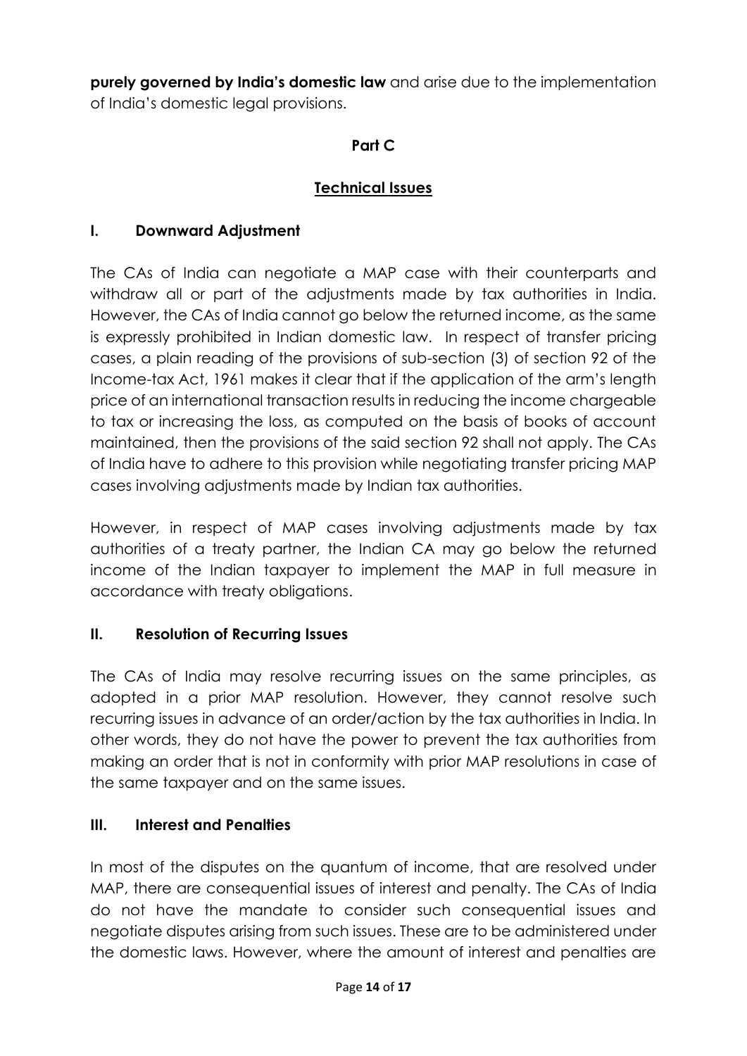**purely governed by India's domestic law** and arise due to the implementation of India's domestic legal provisions.

## Part C

## Technical Issues

### I. Downward Adjustment

The CAs of India can negotiate a MAP case with their counterparts and withdraw all or part of the adjustments made by tax authorities in India. However, the CAs of India cannot go below the returned income, as the same is expressly prohibited in Indian domestic law. In respect of transfer pricing cases, a plain reading of the provisions of sub-section (3) of section 92 of the Income-tax Act, 1961 makes it clear that if the application of the arm's length price of an international transaction results in reducing the income chargeable to tax or increasing the loss, as computed on the basis of books of account maintained, then the provisions of the said section 92 shall not apply. The CAs of India have to adhere to this provision while negotiating transfer pricing MAP cases involving adjustments made by Indian tax authorities.

However, in respect of MAP cases involving adjustments made by tax authorities of a treaty partner, the Indian CA may go below the returned income of the Indian taxpayer to implement the MAP in full measure in accordance with treaty obligations.

### II. Resolution of Recurring Issues

The CAs of India may resolve recurring issues on the same principles, as adopted in a prior MAP resolution. However, they cannot resolve such recurring issues in advance of an order/action by the tax authorities in India. In other words, they do not have the power to prevent the tax authorities from making an order that is not in conformity with prior MAP resolutions in case of the same taxpayer and on the same issues.

### III. Interest and Penalties

In most of the disputes on the quantum of income, that are resolved under MAP, there are consequential issues of interest and penalty. The CAs of India do not have the mandate to consider such consequential issues and negotiate disputes arising from such issues. These are to be administered under the domestic laws. However, where the amount of interest and penalties are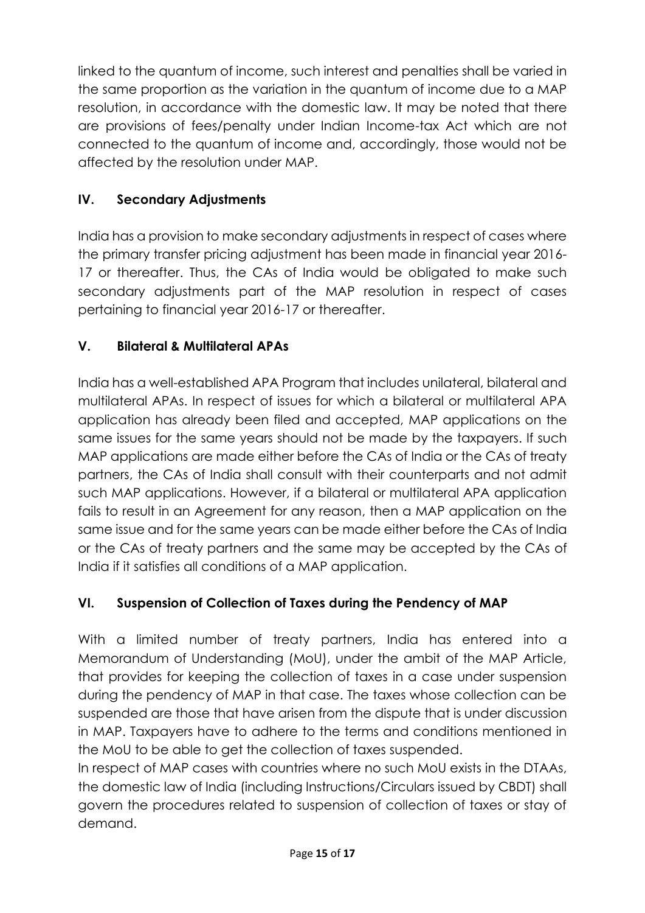linked to the quantum of income, such interest and penalties shall be varied in the same proportion as the variation in the quantum of income due to a MAP resolution, in accordance with the domestic law. It may be noted that there are provisions of fees/penalty under Indian Income-tax Act which are not connected to the quantum of income and, accordingly, those would not be affected by the resolution under MAP.

## IV. Secondary Adjustments

India has a provision to make secondary adjustments in respect of cases where the primary transfer pricing adjustment has been made in financial year 2016-17 or thereafter. Thus, the CAs of India would be obligated to make such secondary adjustments part of the MAP resolution in respect of cases pertaining to financial year 2016-17 or thereafter.

## V. Bilateral & Multilateral APAs

India has a well-established APA Program that includes unilateral, bilateral and multilateral APAs. In respect of issues for which a bilateral or multilateral APA application has already been filed and accepted, MAP applications on the same issues for the same years should not be made by the taxpayers. If such MAP applications are made either before the CAs of India or the CAs of treaty partners, the CAs of India shall consult with their counterparts and not admit such MAP applications. However, if a bilateral or multilateral APA application fails to result in an Agreement for any reason, then a MAP application on the same issue and for the same years can be made either before the CAs of India or the CAs of treaty partners and the same may be accepted by the CAs of India if it satisfies all conditions of a MAP application.

## VI. Suspension of Collection of Taxes during the Pendency of MAP

With a limited number of treaty partners, India has entered into a Memorandum of Understanding (MoU), under the ambit of the MAP Article, that provides for keeping the collection of taxes in a case under suspension during the pendency of MAP in that case. The taxes whose collection can be suspended are those that have arisen from the dispute that is under discussion in MAP. Taxpayers have to adhere to the terms and conditions mentioned in the MoU to be able to get the collection of taxes suspended.

In respect of MAP cases with countries where no such MoU exists in the DTAAs, the domestic law of India (including Instructions/Circulars issued by CBDT) shall govern the procedures related to suspension of collection of taxes or stay of demand.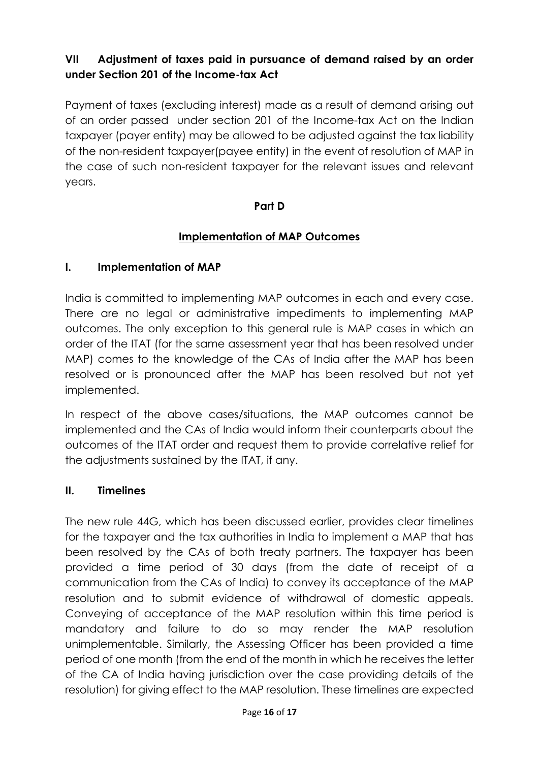### VII Adjustment of taxes paid in pursuance of demand raised by an order under Section 201 of the Income-tax Act

Payment of taxes (excluding interest) made as a result of demand arising out of an order passed under section 201 of the Income-tax Act on the Indian taxpayer (payer entity) may be allowed to be adjusted against the tax liability of the non-resident taxpayer(payee entity) in the event of resolution of MAP in the case of such non-resident taxpayer for the relevant issues and relevant years.

## Part D

## Implementation of MAP Outcomes

### I. Implementation of MAP

India is committed to implementing MAP outcomes in each and every case. There are no legal or administrative impediments to implementing MAP outcomes. The only exception to this general rule is MAP cases in which an order of the ITAT (for the same assessment year that has been resolved under MAP) comes to the knowledge of the CAs of India after the MAP has been resolved or is pronounced after the MAP has been resolved but not yet implemented.

In respect of the above cases/situations, the MAP outcomes cannot be implemented and the CAs of India would inform their counterparts about the outcomes of the ITAT order and request them to provide correlative relief for the adjustments sustained by the ITAT, if any.

### II. Timelines

The new rule 44G, which has been discussed earlier, provides clear timelines for the taxpayer and the tax authorities in India to implement a MAP that has been resolved by the CAs of both treaty partners. The taxpayer has been provided a time period of 30 days (from the date of receipt of a communication from the CAs of India) to convey its acceptance of the MAP resolution and to submit evidence of withdrawal of domestic appeals. Conveying of acceptance of the MAP resolution within this time period is mandatory and failure to do so may render the MAP resolution unimplementable. Similarly, the Assessing Officer has been provided a time period of one month (from the end of the month in which he receives the letter of the CA of India having jurisdiction over the case providing details of the resolution) for giving effect to the MAP resolution. These timelines are expected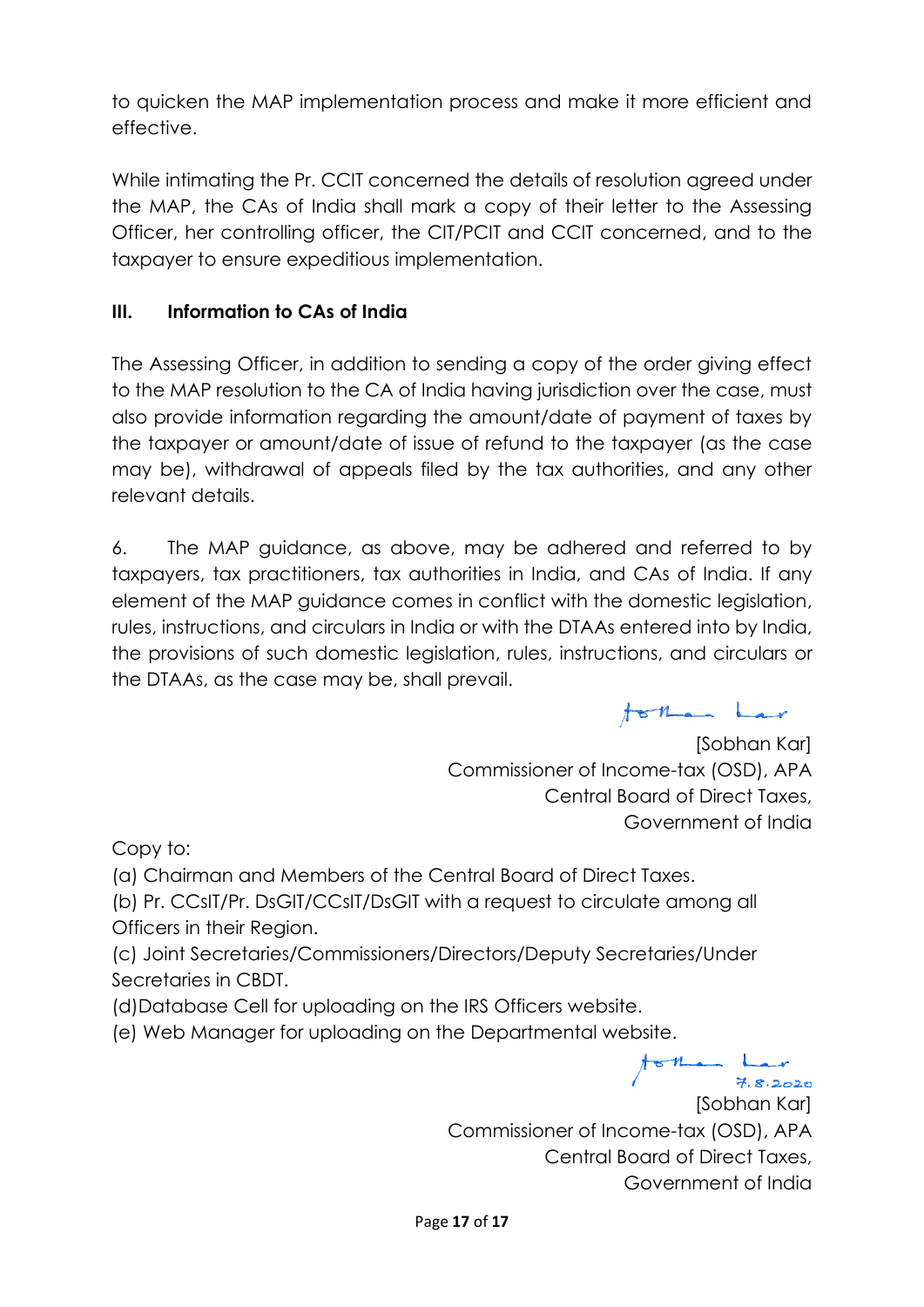to quicken the MAP implementation process and make it more efficient and effective.

While intimating the Pr. CCIT concerned the details of resolution agreed under the MAP, the CAs of India shall mark a copy of their letter to the Assessing Officer, her controlling officer, the CIT/PCIT and CCIT concerned, and to the taxpayer to ensure expeditious implementation.

### III. Information to CAs of India

The Assessing Officer, in addition to sending a copy of the order giving effect to the MAP resolution to the CA of India having jurisdiction over the case, must also provide information regarding the amount/date of payment of taxes by the taxpayer or amount/date of issue of refund to the taxpayer (as the case may be), withdrawal of appeals filed by the tax authorities, and any other relevant details.

6. The MAP guidance, as above, may be adhered and referred to by taxpayers, tax practitioners, tax authorities in India, and CAs of India. If any element of the MAP guidance comes in conflict with the domestic legislation, rules, instructions, and circulars in India or with the DTAAs entered into by India, the provisions of such domestic legislation, rules, instructions, and circulars or the DTAAs, as the case may be, shall prevail.

[Sobhan Kar]
Commissioner of Income-tax (OSD), APA
Central Board of Direct Taxes,
Government of India

Copy to:

(a) Chairman and Members of the Central Board of Direct Taxes.
(b) Pr. CCsIT/Pr. DsGIT/CCsIT/DsGIT with a request to circulate among all Officers in their Region.
(c) Joint Secretaries/Commissioners/Directors/Deputy Secretaries/Under Secretaries in CBDT.
(d) Database Cell for uploading on the IRS Officers website.
(e) Web Manager for uploading on the Departmental website.

7.8.2020

[Sobhan Kar]
Commissioner of Income-tax (OSD), APA
Central Board of Direct Taxes,
Government of India